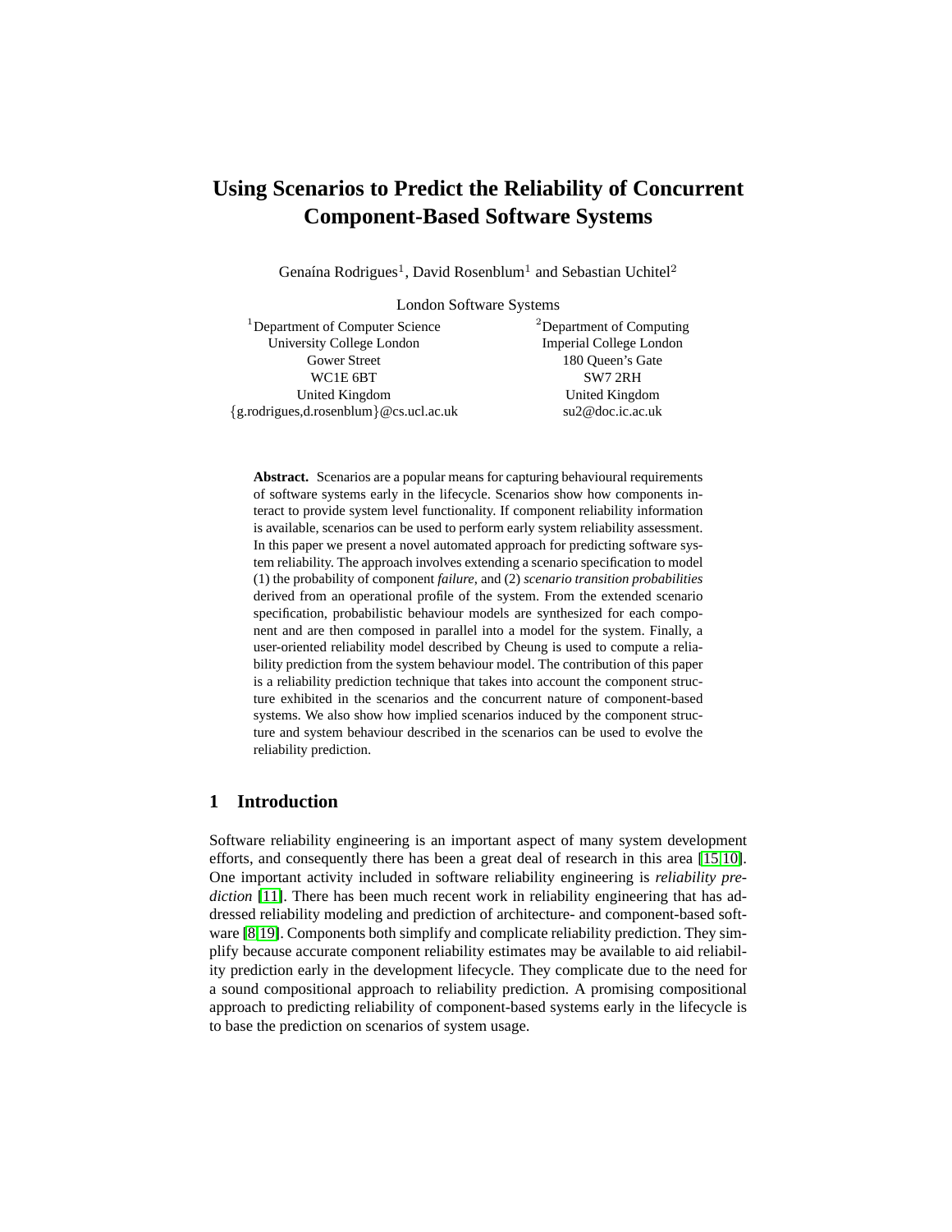# Using Scenarios to Predict the Reliability of Concurrent Component-Based Software Systems

Genaína Rodrigues[1], David Rosenblum[1] and Sebastian Uchitel[2]

London Software Systems

[1]Department of Computer Science
University College London
Gower Street
WC1E 6BT
United Kingdom
{g.rodrigues,d.rosenblum}@cs.ucl.ac.uk

[2]Department of Computing
Imperial College London
180 Queen's Gate
SW7 2RH
United Kingdom
su2@doc.ic.ac.uk

**Abstract.** Scenarios are a popular means for capturing behavioural requirements of software systems early in the lifecycle. Scenarios show how components interact to provide system level functionality. If component reliability information is available, scenarios can be used to perform early system reliability assessment. In this paper we present a novel automated approach for predicting software system reliability. The approach involves extending a scenario specification to model (1) the probability of component *failure*, and (2) *scenario transition probabilities* derived from an operational profile of the system. From the extended scenario specification, probabilistic behaviour models are synthesized for each component and are then composed in parallel into a model for the system. Finally, a user-oriented reliability model described by Cheung is used to compute a reliability prediction from the system behaviour model. The contribution of this paper is a reliability prediction technique that takes into account the component structure exhibited in the scenarios and the concurrent nature of component-based systems. We also show how implied scenarios induced by the component structure and system behaviour described in the scenarios can be used to evolve the reliability prediction.

## 1 Introduction

Software reliability engineering is an important aspect of many system development efforts, and consequently there has been a great deal of research in this area [15,10]. One important activity included in software reliability engineering is *reliability prediction* [11]. There has been much recent work in reliability engineering that has addressed reliability modeling and prediction of architecture- and component-based software [8,19]. Components both simplify and complicate reliability prediction. They simplify because accurate component reliability estimates may be available to aid reliability prediction early in the development lifecycle. They complicate due to the need for a sound compositional approach to reliability prediction. A promising compositional approach to predicting reliability of component-based systems early in the lifecycle is to base the prediction on scenarios of system usage.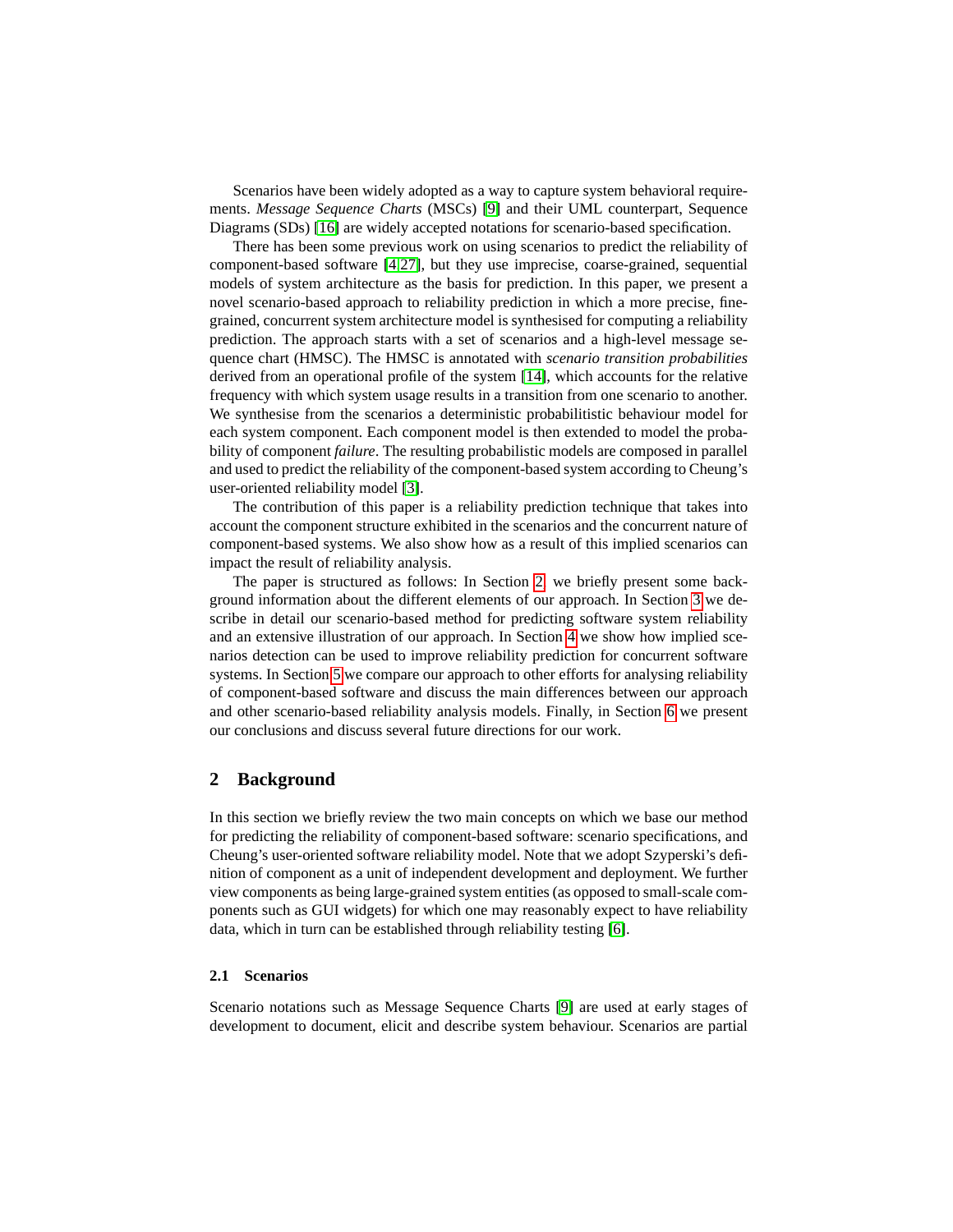Scenarios have been widely adopted as a way to capture system behavioral requirements. *Message Sequence Charts* (MSCs) [9] and their UML counterpart, Sequence Diagrams (SDs) [16] are widely accepted notations for scenario-based specification.

There has been some previous work on using scenarios to predict the reliability of component-based software [4,27], but they use imprecise, coarse-grained, sequential models of system architecture as the basis for prediction. In this paper, we present a novel scenario-based approach to reliability prediction in which a more precise, fine-grained, concurrent system architecture model is synthesised for computing a reliability prediction. The approach starts with a set of scenarios and a high-level message sequence chart (HMSC). The HMSC is annotated with *scenario transition probabilities* derived from an operational profile of the system [14], which accounts for the relative frequency with which system usage results in a transition from one scenario to another. We synthesise from the scenarios a deterministic probabilitistic behaviour model for each system component. Each component model is then extended to model the probability of component *failure*. The resulting probabilistic models are composed in parallel and used to predict the reliability of the component-based system according to Cheung's user-oriented reliability model [3].

The contribution of this paper is a reliability prediction technique that takes into account the component structure exhibited in the scenarios and the concurrent nature of component-based systems. We also show how as a result of this implied scenarios can impact the result of reliability analysis.

The paper is structured as follows: In Section 2, we briefly present some background information about the different elements of our approach. In Section 3 we describe in detail our scenario-based method for predicting software system reliability and an extensive illustration of our approach. In Section 4 we show how implied scenarios detection can be used to improve reliability prediction for concurrent software systems. In Section 5 we compare our approach to other efforts for analysing reliability of component-based software and discuss the main differences between our approach and other scenario-based reliability analysis models. Finally, in Section 6 we present our conclusions and discuss several future directions for our work.

## 2 Background

In this section we briefly review the two main concepts on which we base our method for predicting the reliability of component-based software: scenario specifications, and Cheung's user-oriented software reliability model. Note that we adopt Szyperski's definition of component as a unit of independent development and deployment. We further view components as being large-grained system entities (as opposed to small-scale components such as GUI widgets) for which one may reasonably expect to have reliability data, which in turn can be established through reliability testing [6].

### 2.1 Scenarios

Scenario notations such as Message Sequence Charts [9] are used at early stages of development to document, elicit and describe system behaviour. Scenarios are partial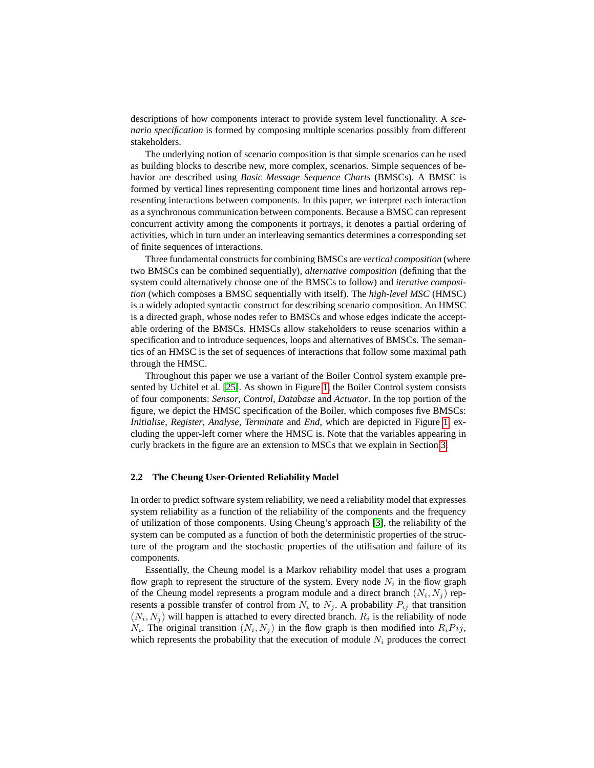descriptions of how components interact to provide system level functionality. A *scenario specification* is formed by composing multiple scenarios possibly from different stakeholders.

The underlying notion of scenario composition is that simple scenarios can be used as building blocks to describe new, more complex, scenarios. Simple sequences of behavior are described using *Basic Message Sequence Charts* (BMSCs). A BMSC is formed by vertical lines representing component time lines and horizontal arrows representing interactions between components. In this paper, we interpret each interaction as a synchronous communication between components. Because a BMSC can represent concurrent activity among the components it portrays, it denotes a partial ordering of activities, which in turn under an interleaving semantics determines a corresponding set of finite sequences of interactions.

Three fundamental constructs for combining BMSCs are *vertical composition* (where two BMSCs can be combined sequentially), *alternative composition* (defining that the system could alternatively choose one of the BMSCs to follow) and *iterative composition* (which composes a BMSC sequentially with itself). The *high-level MSC* (HMSC) is a widely adopted syntactic construct for describing scenario composition. An HMSC is a directed graph, whose nodes refer to BMSCs and whose edges indicate the acceptable ordering of the BMSCs. HMSCs allow stakeholders to reuse scenarios within a specification and to introduce sequences, loops and alternatives of BMSCs. The semantics of an HMSC is the set of sequences of interactions that follow some maximal path through the HMSC.

Throughout this paper we use a variant of the Boiler Control system example presented by Uchitel et al. [25]. As shown in Figure 1, the Boiler Control system consists of four components: *Sensor*, *Control*, *Database* and *Actuator*. In the top portion of the figure, we depict the HMSC specification of the Boiler, which composes five BMSCs: *Initialise*, *Register*, *Analyse*, *Terminate* and *End*, which are depicted in Figure 1, excluding the upper-left corner where the HMSC is. Note that the variables appearing in curly brackets in the figure are an extension to MSCs that we explain in Section 3.

### 2.2 The Cheung User-Oriented Reliability Model

In order to predict software system reliability, we need a reliability model that expresses system reliability as a function of the reliability of the components and the frequency of utilization of those components. Using Cheung's approach [3], the reliability of the system can be computed as a function of both the deterministic properties of the structure of the program and the stochastic properties of the utilisation and failure of its components.

Essentially, the Cheung model is a Markov reliability model that uses a program flow graph to represent the structure of the system. Every node $N_i$ in the flow graph of the Cheung model represents a program module and a direct branch $(N_i, N_j)$ represents a possible transfer of control from $N_i$ to $N_j$. A probability $P_{ij}$ that transition $(N_i, N_j)$ will happen is attached to every directed branch. $R_i$ is the reliability of node $N_i$. The original transition $(N_i, N_j)$ in the flow graph is then modified into $R_iPij$, which represents the probability that the execution of module $N_i$ produces the correct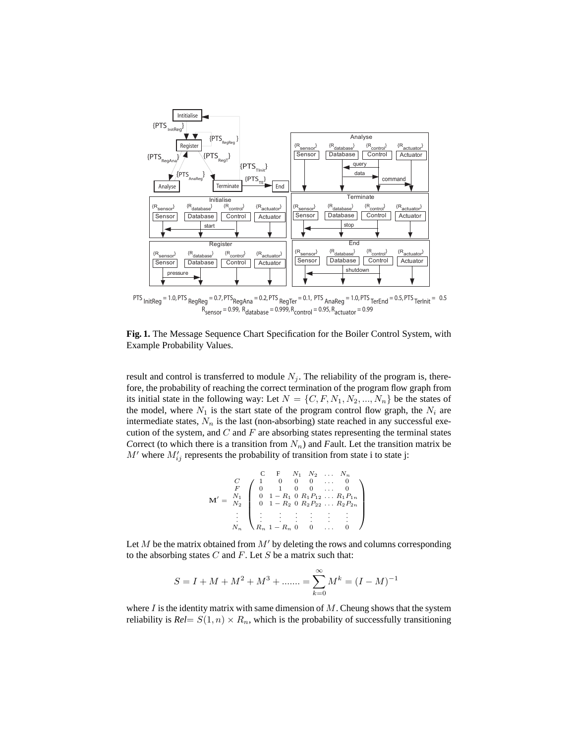**Fig. 1.** The Message Sequence Chart Specification for the Boiler Control System, with Example Probability Values.

result and control is transferred to module $N_j$. The reliability of the program is, therefore, the probability of reaching the correct termination of the program flow graph from its initial state in the following way: Let $N = \{C, F, N_1, N_2, ..., N_n\}$ be the states of the model, where $N_1$ is the start state of the program control flow graph, the $N_i$ are intermediate states, $N_n$ is the last (non-absorbing) state reached in any successful execution of the system, and $C$ and $F$ are absorbing states representing the terminal states *C*orrect (to which there is a transition from $N_n$) and *F*ault. Let the transition matrix be $M'$ where $M'_{ij}$ represents the probability of transition from state i to state j:

$$
\mathbf{M'} = \begin{array}{c} \\ C \\ F \\ N_1 \\ N_2 \\ \vdots \\ N_n \end{array}
\begin{array}{c}
\begin{array}{cccccc} \text{C} & \text{F} & N_1 & N_2 & \dots & N_n \end{array} \\
\left( \begin{array}{cccccc}
1 & 0 & 0 & 0 & \dots & 0 \\
0 & 1 & 0 & 0 & \dots & 0 \\
0 & 1-R_1 & 0 & R_1 P_{12} & \dots & R_1 P_{1n} \\
0 & 1-R_2 & 0 & R_2 P_{22} & \dots & R_2 P_{2n} \\
\vdots & \vdots & \vdots & \vdots & \vdots & \vdots \\
R_n & 1-R_n & 0 & 0 & \dots & 0
\end{array} \right)
\end{array}
$$

Let $M$ be the matrix obtained from $M'$ by deleting the rows and columns corresponding to the absorbing states $C$ and $F$. Let $S$ be a matrix such that:

$$
S = I + M + M^2 + M^3 + ....... = \sum_{k=0}^{\infty} M^k = (I - M)^{-1}
$$

where $I$ is the identity matrix with same dimension of $M$. Cheung shows that the system reliability is *Rel*$= S(1, n) \times R_n$, which is the probability of successfully transitioning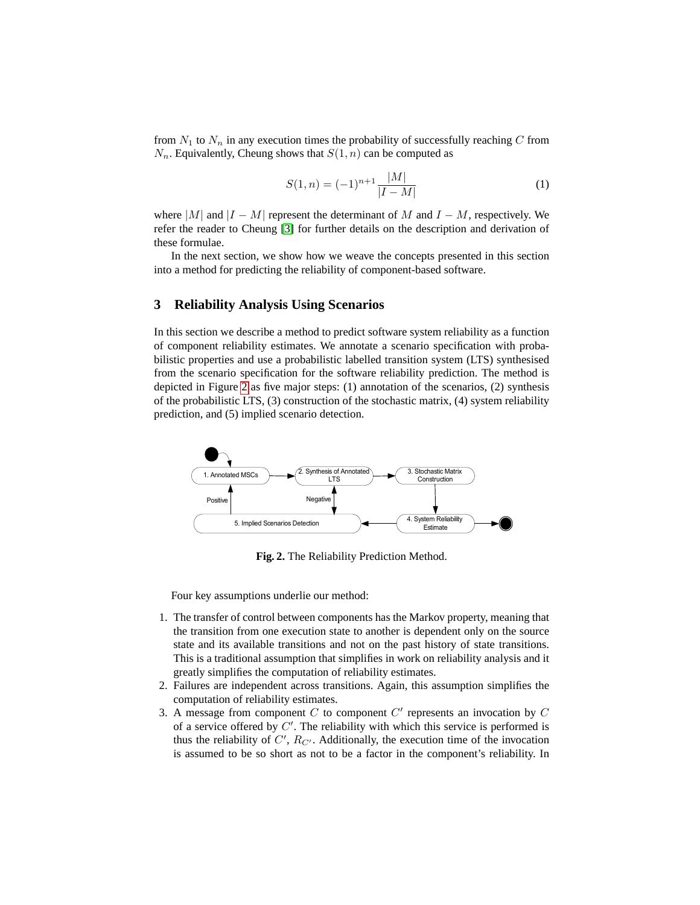from $N_1$ to $N_n$ in any execution times the probability of successfully reaching $C$ from $N_n$. Equivalently, Cheung shows that $S(1,n)$ can be computed as

$$S(1,n) = (-1)^{n+1} \frac{|M|}{|I - M|} \tag{1}$$

where $|M|$ and $|I - M|$ represent the determinant of $M$ and $I - M$, respectively. We refer the reader to Cheung [3] for further details on the description and derivation of these formulae.

In the next section, we show how we weave the concepts presented in this section into a method for predicting the reliability of component-based software.

## 3 Reliability Analysis Using Scenarios

In this section we describe a method to predict software system reliability as a function of component reliability estimates. We annotate a scenario specification with probabilistic properties and use a probabilistic labelled transition system (LTS) synthesised from the scenario specification for the software reliability prediction. The method is depicted in Figure 2 as five major steps: (1) annotation of the scenarios, (2) synthesis of the probabilistic LTS, (3) construction of the stochastic matrix, (4) system reliability prediction, and (5) implied scenario detection.

1. Annotated MSCs → 2. Synthesis of Annotated LTS → 3. Stochastic Matrix Construction → 4. System Reliability Estimate → 5. Implied Scenarios Detection (Positive → 1; Negative → 2)

**Fig. 2.** The Reliability Prediction Method.

Four key assumptions underlie our method:

1. The transfer of control between components has the Markov property, meaning that the transition from one execution state to another is dependent only on the source state and its available transitions and not on the past history of state transitions. This is a traditional assumption that simplifies in work on reliability analysis and it greatly simplifies the computation of reliability estimates.
2. Failures are independent across transitions. Again, this assumption simplifies the computation of reliability estimates.
3. A message from component $C$ to component $C'$ represents an invocation by $C$ of a service offered by $C'$. The reliability with which this service is performed is thus the reliability of $C'$, $R_{C'}$. Additionally, the execution time of the invocation is assumed to be so short as not to be a factor in the component's reliability. In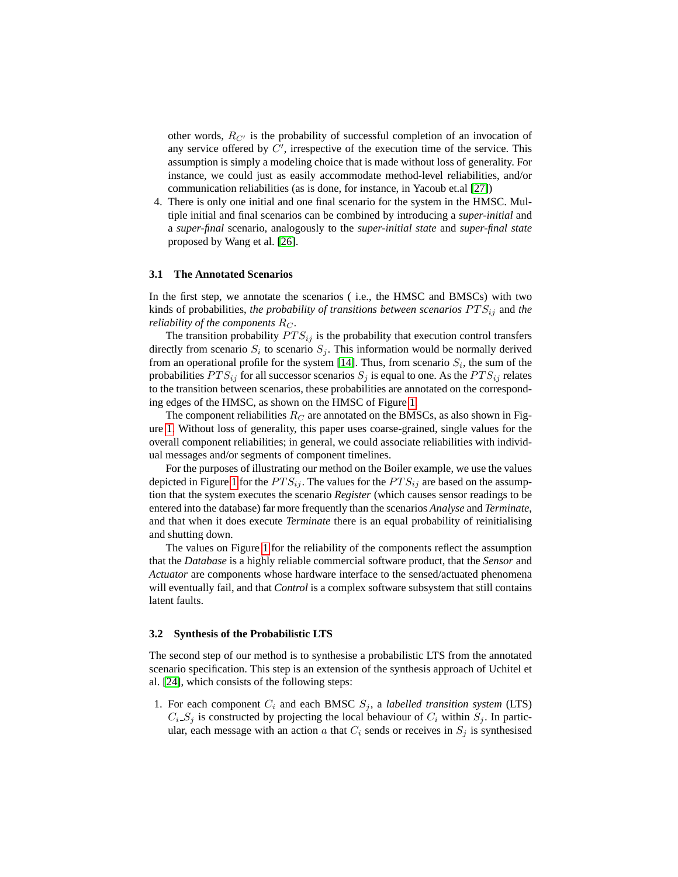other words, $R_{C'}$ is the probability of successful completion of an invocation of any service offered by $C'$, irrespective of the execution time of the service. This assumption is simply a modeling choice that is made without loss of generality. For instance, we could just as easily accommodate method-level reliabilities, and/or communication reliabilities (as is done, for instance, in Yacoub et.al [27])

4. There is only one initial and one final scenario for the system in the HMSC. Multiple initial and final scenarios can be combined by introducing a *super-initial* and a *super-final* scenario, analogously to the *super-initial state* and *super-final state* proposed by Wang et al. [26].

### 3.1 The Annotated Scenarios

In the first step, we annotate the scenarios ( i.e., the HMSC and BMSCs) with two kinds of probabilities, *the probability of transitions between scenarios* $PTS_{ij}$ and *the reliability of the components* $R_C$.

The transition probability $PTS_{ij}$ is the probability that execution control transfers directly from scenario $S_i$ to scenario $S_j$. This information would be normally derived from an operational profile for the system [14]. Thus, from scenario $S_i$, the sum of the probabilities $PTS_{ij}$ for all successor scenarios $S_j$ is equal to one. As the $PTS_{ij}$ relates to the transition between scenarios, these probabilities are annotated on the corresponding edges of the HMSC, as shown on the HMSC of Figure 1.

The component reliabilities $R_C$ are annotated on the BMSCs, as also shown in Figure 1. Without loss of generality, this paper uses coarse-grained, single values for the overall component reliabilities; in general, we could associate reliabilities with individual messages and/or segments of component timelines.

For the purposes of illustrating our method on the Boiler example, we use the values depicted in Figure 1 for the $PTS_{ij}$. The values for the $PTS_{ij}$ are based on the assumption that the system executes the scenario *Register* (which causes sensor readings to be entered into the database) far more frequently than the scenarios *Analyse* and *Terminate*, and that when it does execute *Terminate* there is an equal probability of reinitialising and shutting down.

The values on Figure 1 for the reliability of the components reflect the assumption that the *Database* is a highly reliable commercial software product, that the *Sensor* and *Actuator* are components whose hardware interface to the sensed/actuated phenomena will eventually fail, and that *Control* is a complex software subsystem that still contains latent faults.

### 3.2 Synthesis of the Probabilistic LTS

The second step of our method is to synthesise a probabilistic LTS from the annotated scenario specification. This step is an extension of the synthesis approach of Uchitel et al. [24], which consists of the following steps:

1. For each component $C_i$ and each BMSC $S_j$, a *labelled transition system* (LTS) $C_i\_S_j$ is constructed by projecting the local behaviour of $C_i$ within $S_j$. In particular, each message with an action $a$ that $C_i$ sends or receives in $S_j$ is synthesised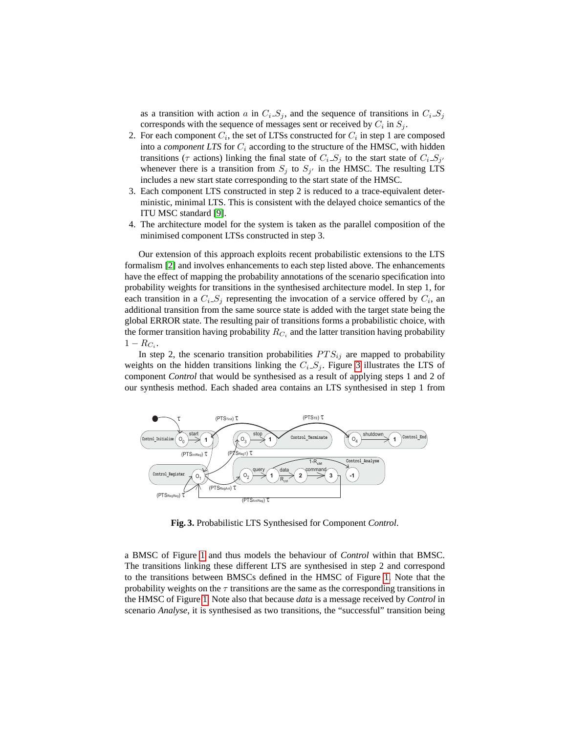as a transition with action $a$ in $C_i\_S_j$, and the sequence of transitions in $C_i\_S_j$ corresponds with the sequence of messages sent or received by $C_i$ in $S_j$.

2. For each component $C_i$, the set of LTSs constructed for $C_i$ in step 1 are composed into a *component LTS* for $C_i$ according to the structure of the HMSC, with hidden transitions ($\tau$ actions) linking the final state of $C_i\_S_j$ to the start state of $C_i\_S_{j'}$ whenever there is a transition from $S_j$ to $S_{j'}$ in the HMSC. The resulting LTS includes a new start state corresponding to the start state of the HMSC.
3. Each component LTS constructed in step 2 is reduced to a trace-equivalent deterministic, minimal LTS. This is consistent with the delayed choice semantics of the ITU MSC standard [9].
4. The architecture model for the system is taken as the parallel composition of the minimised component LTSs constructed in step 3.

Our extension of this approach exploits recent probabilistic extensions to the LTS formalism [2] and involves enhancements to each step listed above. The enhancements have the effect of mapping the probability annotations of the scenario specification into probability weights for transitions in the synthesised architecture model. In step 1, for each transition in a $C_i\_S_j$ representing the invocation of a service offered by $C_i$, an additional transition from the same source state is added with the target state being the global ERROR state. The resulting pair of transitions forms a probabilistic choice, with the former transition having probability $R_{C_i}$ and the latter transition having probability $1 - R_{C_i}$.

In step 2, the scenario transition probabilities $PTS_{ij}$ are mapped to probability weights on the hidden transitions linking the $C_i\_S_j$. Figure 3 illustrates the LTS of component *Control* that would be synthesised as a result of applying steps 1 and 2 of our synthesis method. Each shaded area contains an LTS synthesised in step 1 from

**Fig. 3.** Probabilistic LTS Synthesised for Component *Control*.

a BMSC of Figure 1 and thus models the behaviour of *Control* within that BMSC. The transitions linking these different LTS are synthesised in step 2 and correspond to the transitions between BMSCs defined in the HMSC of Figure 1. Note that the probability weights on the $\tau$ transitions are the same as the corresponding transitions in the HMSC of Figure 1. Note also that because *data* is a message received by *Control* in scenario *Analyse*, it is synthesised as two transitions, the "successful" transition being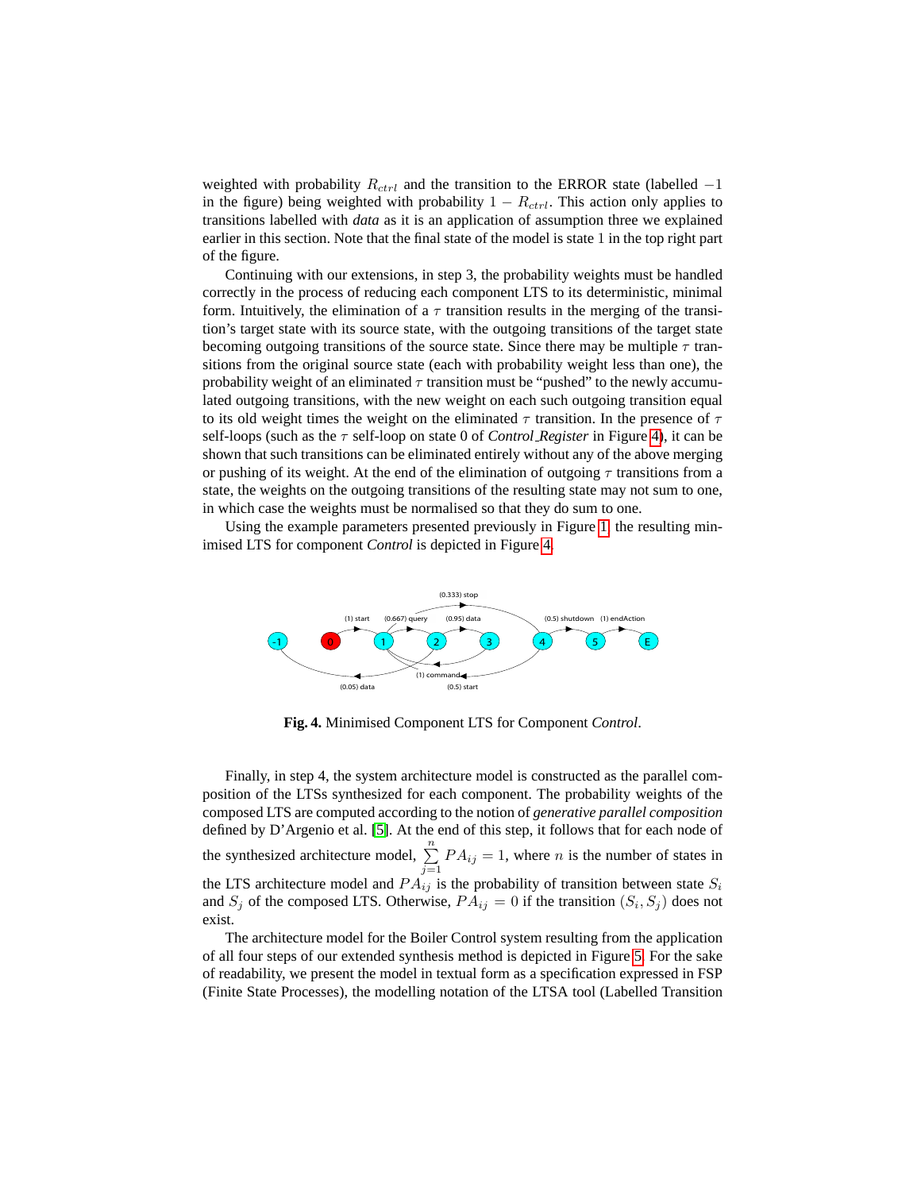weighted with probability $R_{ctrl}$ and the transition to the ERROR state (labelled $-1$ in the figure) being weighted with probability $1 - R_{ctrl}$. This action only applies to transitions labelled with *data* as it is an application of assumption three we explained earlier in this section. Note that the final state of the model is state 1 in the top right part of the figure.

Continuing with our extensions, in step 3, the probability weights must be handled correctly in the process of reducing each component LTS to its deterministic, minimal form. Intuitively, the elimination of a $\tau$ transition results in the merging of the transition's target state with its source state, with the outgoing transitions of the target state becoming outgoing transitions of the source state. Since there may be multiple $\tau$ transitions from the original source state (each with probability weight less than one), the probability weight of an eliminated $\tau$ transition must be "pushed" to the newly accumulated outgoing transitions, with the new weight on each such outgoing transition equal to its old weight times the weight on the eliminated $\tau$ transition. In the presence of $\tau$ self-loops (such as the $\tau$ self-loop on state 0 of *Control_Register* in Figure 4), it can be shown that such transitions can be eliminated entirely without any of the above merging or pushing of its weight. At the end of the elimination of outgoing $\tau$ transitions from a state, the weights on the outgoing transitions of the resulting state may not sum to one, in which case the weights must be normalised so that they do sum to one.

Using the example parameters presented previously in Figure 1, the resulting minimised LTS for component *Control* is depicted in Figure 4.

**Fig. 4.** Minimised Component LTS for Component *Control*.

Finally, in step 4, the system architecture model is constructed as the parallel composition of the LTSs synthesized for each component. The probability weights of the composed LTS are computed according to the notion of *generative parallel composition* defined by D'Argenio et al. [5]. At the end of this step, it follows that for each node of the synthesized architecture model, $\sum_{j=1}^{n} PA_{ij} = 1$, where $n$ is the number of states in the LTS architecture model and $PA_{ij}$ is the probability of transition between state $S_i$ and $S_j$ of the composed LTS. Otherwise, $PA_{ij} = 0$ if the transition $(S_i, S_j)$ does not exist.

The architecture model for the Boiler Control system resulting from the application of all four steps of our extended synthesis method is depicted in Figure 5. For the sake of readability, we present the model in textual form as a specification expressed in FSP (Finite State Processes), the modelling notation of the LTSA tool (Labelled Transition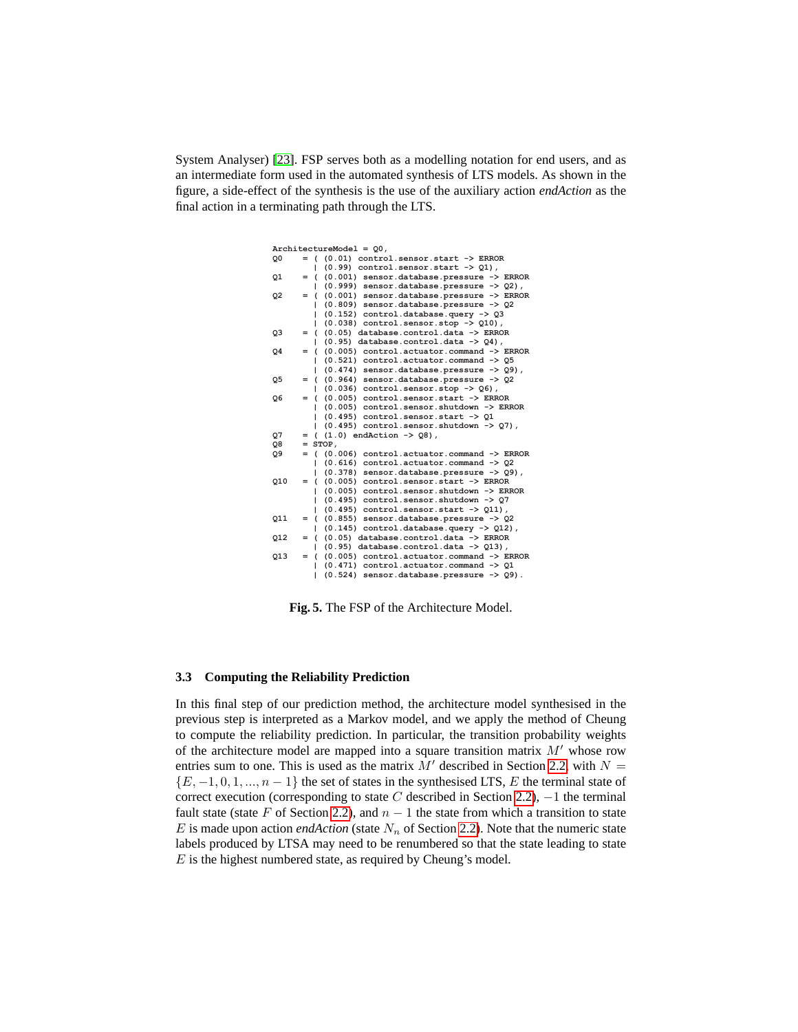System Analyser) [23]. FSP serves both as a modelling notation for end users, and as an intermediate form used in the automated synthesis of LTS models. As shown in the figure, a side-effect of the synthesis is the use of the auxiliary action *endAction* as the final action in a terminating path through the LTS.

```
ArchitectureModel = Q0,
Q0    = ( (0.01) control.sensor.start -> ERROR
        | (0.99) control.sensor.start -> Q1),
Q1    = ( (0.001) sensor.database.pressure -> ERROR
        | (0.999) sensor.database.pressure -> Q2),
Q2    = ( (0.001) sensor.database.pressure -> ERROR
        | (0.809) sensor.database.pressure -> Q2
        | (0.152) control.database.query -> Q3
        | (0.038) control.sensor.stop -> Q10),
Q3    = ( (0.05) database.control.data -> ERROR
        | (0.95) database.control.data -> Q4),
Q4    = ( (0.005) control.actuator.command -> ERROR
        | (0.521) control.actuator.command -> Q5
        | (0.474) sensor.database.pressure -> Q9),
Q5    = ( (0.964) sensor.database.pressure -> Q2
        | (0.036) control.sensor.stop -> Q6),
Q6    = ( (0.005) control.sensor.start -> ERROR
        | (0.005) control.sensor.shutdown -> ERROR
        | (0.495) control.sensor.start -> Q1
        | (0.495) control.sensor.shutdown -> Q7),
Q7    = ( (1.0) endAction -> Q8),
Q8    = STOP,
Q9    = ( (0.006) control.actuator.command -> ERROR
        | (0.616) control.actuator.command -> Q2
        | (0.378) sensor.database.pressure -> Q9),
Q10   = ( (0.005) control.sensor.start -> ERROR
        | (0.005) control.sensor.shutdown -> ERROR
        | (0.495) control.sensor.shutdown -> Q7
        | (0.495) control.sensor.start -> Q11),
Q11   = ( (0.855) sensor.database.pressure -> Q2
        | (0.145) control.database.query -> Q12),
Q12   = ( (0.05) database.control.data -> ERROR
        | (0.95) database.control.data -> Q13),
Q13   = ( (0.005) control.actuator.command -> ERROR
        | (0.471) control.actuator.command -> Q1
        | (0.524) sensor.database.pressure -> Q9).
```

**Fig. 5.** The FSP of the Architecture Model.

### 3.3 Computing the Reliability Prediction

In this final step of our prediction method, the architecture model synthesised in the previous step is interpreted as a Markov model, and we apply the method of Cheung to compute the reliability prediction. In particular, the transition probability weights of the architecture model are mapped into a square transition matrix $M'$ whose row entries sum to one. This is used as the matrix $M'$ described in Section 2.2, with $N = \{E, -1, 0, 1, ..., n-1\}$ the set of states in the synthesised LTS, $E$ the terminal state of correct execution (corresponding to state $C$ described in Section 2.2), $-1$ the terminal fault state (state $F$ of Section 2.2), and $n-1$ the state from which a transition to state $E$ is made upon action *endAction* (state $N_n$ of Section 2.2). Note that the numeric state labels produced by LTSA may need to be renumbered so that the state leading to state $E$ is the highest numbered state, as required by Cheung's model.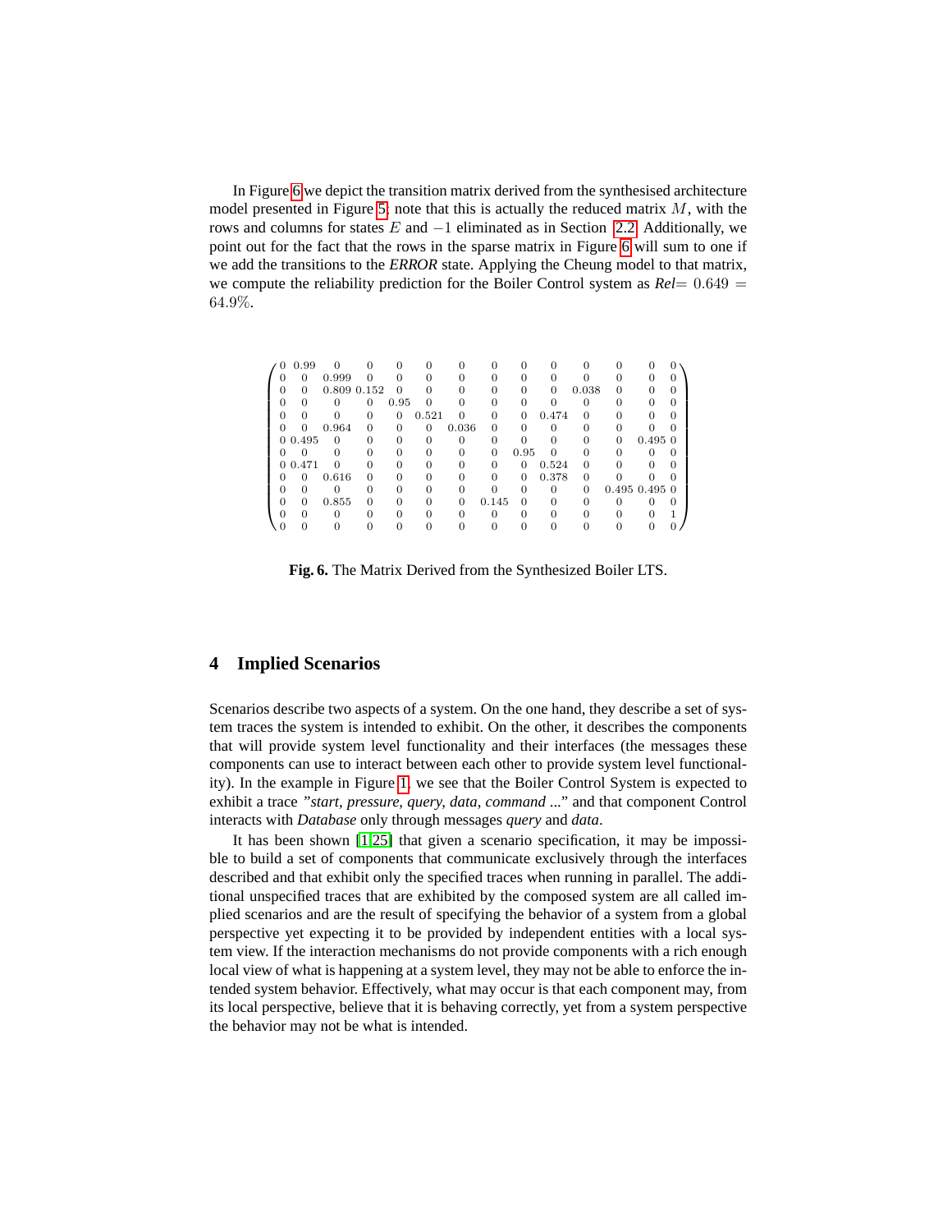In Figure 6 we depict the transition matrix derived from the synthesised architecture model presented in Figure 5; note that this is actually the reduced matrix $M$, with the rows and columns for states $E$ and $-1$ eliminated as in Section 2.2. Additionally, we point out for the fact that the rows in the sparse matrix in Figure 6 will sum to one if we add the transitions to the *ERROR* state. Applying the Cheung model to that matrix, we compute the reliability prediction for the Boiler Control system as *Rel*$= 0.649 = 64.9\%$.

$$
\begin{pmatrix}
0 & 0.99 & 0 & 0 & 0 & 0 & 0 & 0 & 0 & 0 & 0 & 0 & 0 & 0 \\
0 & 0 & 0.999 & 0 & 0 & 0 & 0 & 0 & 0 & 0 & 0 & 0 & 0 & 0 \\
0 & 0 & 0.809 & 0.152 & 0 & 0 & 0 & 0 & 0 & 0 & 0.038 & 0 & 0 & 0 \\
0 & 0 & 0 & 0 & 0.95 & 0 & 0 & 0 & 0 & 0 & 0 & 0 & 0 & 0 \\
0 & 0 & 0 & 0 & 0 & 0.521 & 0 & 0 & 0 & 0.474 & 0 & 0 & 0 & 0 \\
0 & 0 & 0.964 & 0 & 0 & 0 & 0.036 & 0 & 0 & 0 & 0 & 0 & 0 & 0 \\
0 & 0.495 & 0 & 0 & 0 & 0 & 0 & 0 & 0 & 0 & 0 & 0 & 0.495 & 0 \\
0 & 0 & 0 & 0 & 0 & 0 & 0 & 0 & 0.95 & 0 & 0 & 0 & 0 & 0 \\
0 & 0.471 & 0 & 0 & 0 & 0 & 0 & 0 & 0 & 0.524 & 0 & 0 & 0 & 0 \\
0 & 0 & 0.616 & 0 & 0 & 0 & 0 & 0 & 0 & 0.378 & 0 & 0 & 0 & 0 \\
0 & 0 & 0 & 0 & 0 & 0 & 0 & 0 & 0 & 0 & 0 & 0.495 & 0.495 & 0 \\
0 & 0 & 0.855 & 0 & 0 & 0 & 0 & 0.145 & 0 & 0 & 0 & 0 & 0 & 0 \\
0 & 0 & 0 & 0 & 0 & 0 & 0 & 0 & 0 & 0 & 0 & 0 & 0 & 1 \\
0 & 0 & 0 & 0 & 0 & 0 & 0 & 0 & 0 & 0 & 0 & 0 & 0 & 0
\end{pmatrix}
$$

**Fig. 6.** The Matrix Derived from the Synthesized Boiler LTS.

## 4 Implied Scenarios

Scenarios describe two aspects of a system. On the one hand, they describe a set of system traces the system is intended to exhibit. On the other, it describes the components that will provide system level functionality and their interfaces (the messages these components can use to interact between each other to provide system level functionality). In the example in Figure 1, we see that the Boiler Control System is expected to exhibit a trace *"start, pressure, query, data, command ..."* and that component Control interacts with *Database* only through messages *query* and *data*.

It has been shown [1,25] that given a scenario specification, it may be impossible to build a set of components that communicate exclusively through the interfaces described and that exhibit only the specified traces when running in parallel. The additional unspecified traces that are exhibited by the composed system are all called implied scenarios and are the result of specifying the behavior of a system from a global perspective yet expecting it to be provided by independent entities with a local system view. If the interaction mechanisms do not provide components with a rich enough local view of what is happening at a system level, they may not be able to enforce the intended system behavior. Effectively, what may occur is that each component may, from its local perspective, believe that it is behaving correctly, yet from a system perspective the behavior may not be what is intended.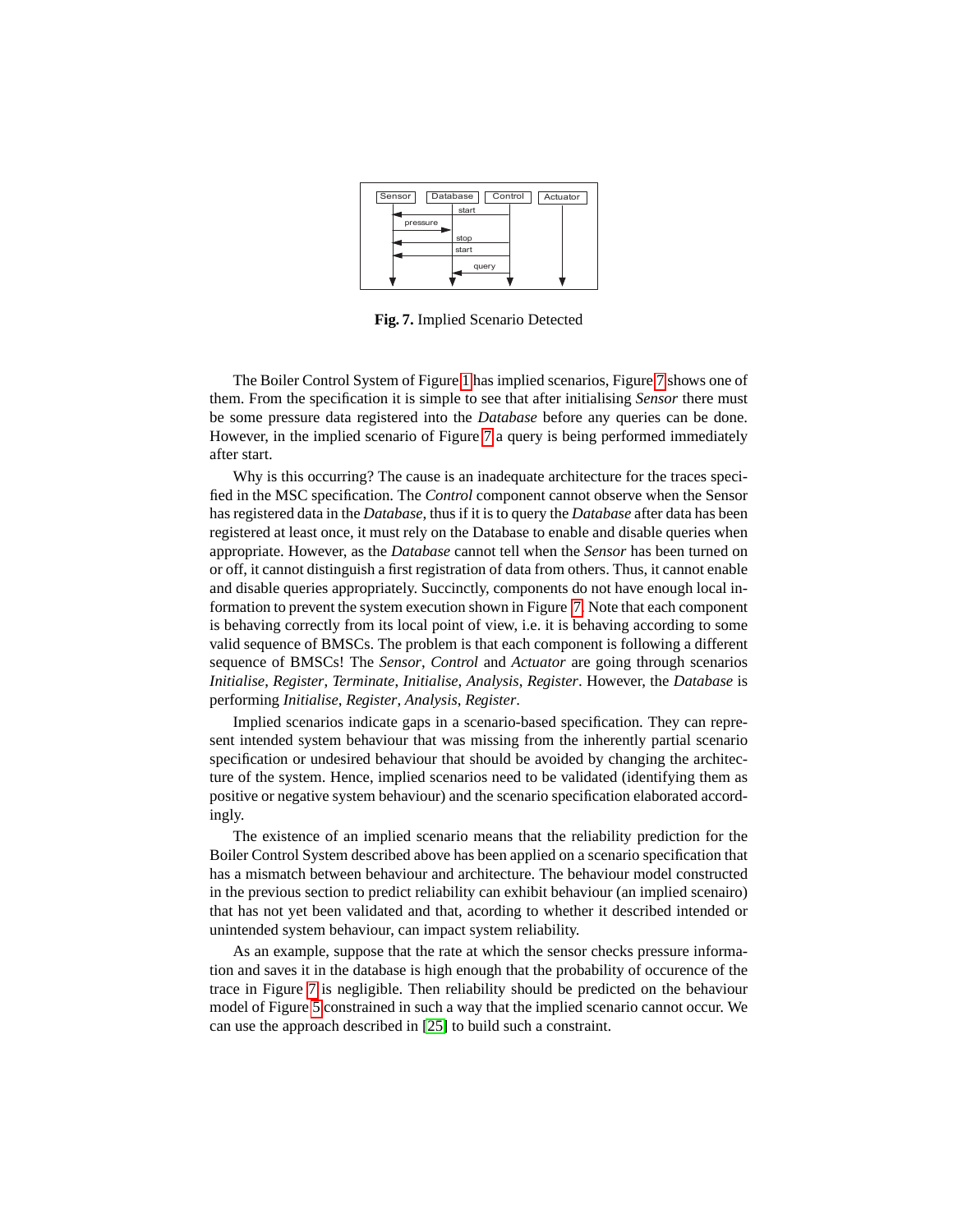**Fig. 7.** Implied Scenario Detected

The Boiler Control System of Figure 1 has implied scenarios, Figure 7 shows one of them. From the specification it is simple to see that after initialising *Sensor* there must be some pressure data registered into the *Database* before any queries can be done. However, in the implied scenario of Figure 7 a query is being performed immediately after start.

Why is this occurring? The cause is an inadequate architecture for the traces specified in the MSC specification. The *Control* component cannot observe when the Sensor has registered data in the *Database*, thus if it is to query the *Database* after data has been registered at least once, it must rely on the Database to enable and disable queries when appropriate. However, as the *Database* cannot tell when the *Sensor* has been turned on or off, it cannot distinguish a first registration of data from others. Thus, it cannot enable and disable queries appropriately. Succinctly, components do not have enough local information to prevent the system execution shown in Figure 7. Note that each component is behaving correctly from its local point of view, i.e. it is behaving according to some valid sequence of BMSCs. The problem is that each component is following a different sequence of BMSCs! The *Sensor*, *Control* and *Actuator* are going through scenarios *Initialise*, *Register*, *Terminate*, *Initialise*, *Analysis*, *Register*. However, the *Database* is performing *Initialise*, *Register*, *Analysis*, *Register*.

Implied scenarios indicate gaps in a scenario-based specification. They can represent intended system behaviour that was missing from the inherently partial scenario specification or undesired behaviour that should be avoided by changing the architecture of the system. Hence, implied scenarios need to be validated (identifying them as positive or negative system behaviour) and the scenario specification elaborated accordingly.

The existence of an implied scenario means that the reliability prediction for the Boiler Control System described above has been applied on a scenario specification that has a mismatch between behaviour and architecture. The behaviour model constructed in the previous section to predict reliability can exhibit behaviour (an implied scenairo) that has not yet been validated and that, acording to whether it described intended or unintended system behaviour, can impact system reliability.

As an example, suppose that the rate at which the sensor checks pressure information and saves it in the database is high enough that the probability of occurence of the trace in Figure 7 is negligible. Then reliability should be predicted on the behaviour model of Figure 5 constrained in such a way that the implied scenario cannot occur. We can use the approach described in [25] to build such a constraint.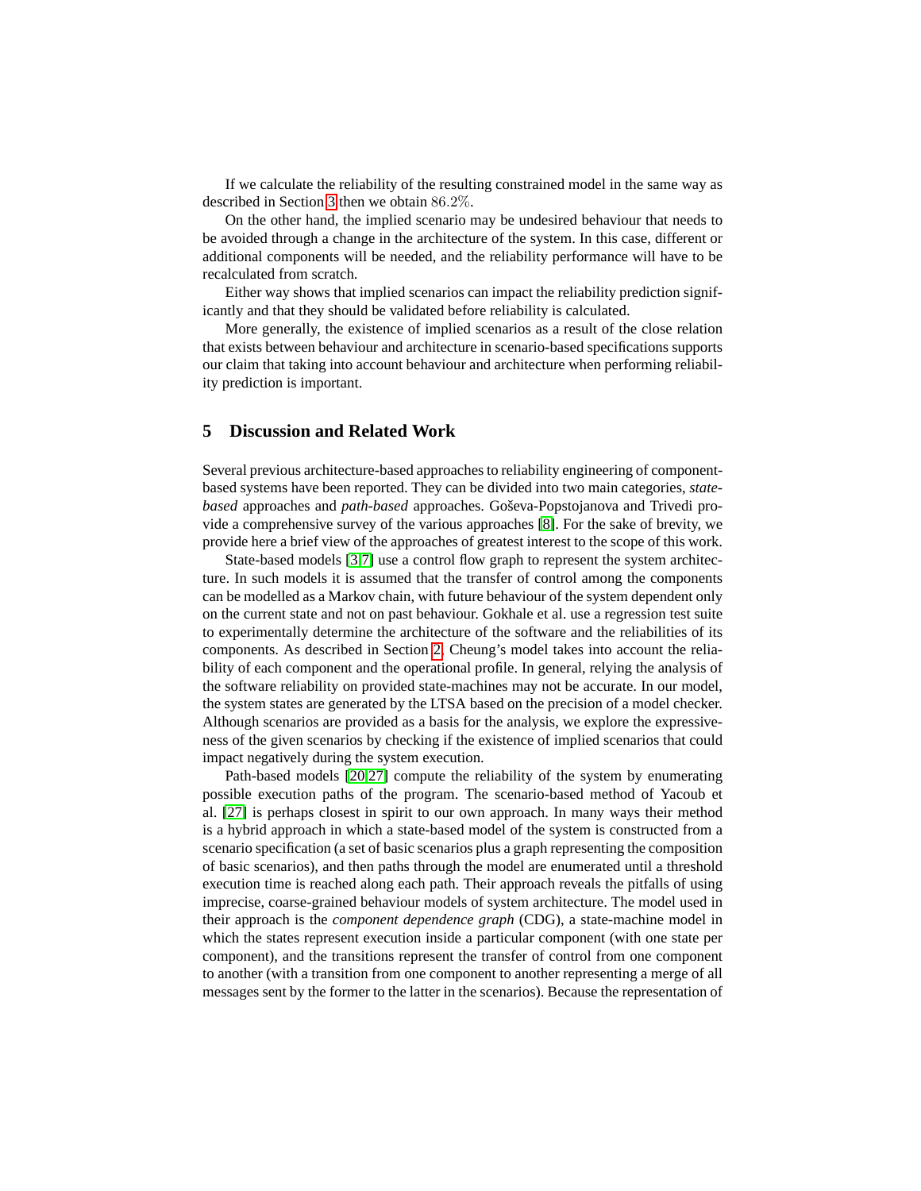If we calculate the reliability of the resulting constrained model in the same way as described in Section 3 then we obtain $86.2\%$.

On the other hand, the implied scenario may be undesired behaviour that needs to be avoided through a change in the architecture of the system. In this case, different or additional components will be needed, and the reliability performance will have to be recalculated from scratch.

Either way shows that implied scenarios can impact the reliability prediction significantly and that they should be validated before reliability is calculated.

More generally, the existence of implied scenarios as a result of the close relation that exists between behaviour and architecture in scenario-based specifications supports our claim that taking into account behaviour and architecture when performing reliability prediction is important.

## 5 Discussion and Related Work

Several previous architecture-based approaches to reliability engineering of component-based systems have been reported. They can be divided into two main categories, *state-based* approaches and *path-based* approaches. Goševa-Popstojanova and Trivedi provide a comprehensive survey of the various approaches [8]. For the sake of brevity, we provide here a brief view of the approaches of greatest interest to the scope of this work.

State-based models [3,7] use a control flow graph to represent the system architecture. In such models it is assumed that the transfer of control among the components can be modelled as a Markov chain, with future behaviour of the system dependent only on the current state and not on past behaviour. Gokhale et al. use a regression test suite to experimentally determine the architecture of the software and the reliabilities of its components. As described in Section 2, Cheung's model takes into account the reliability of each component and the operational profile. In general, relying the analysis of the software reliability on provided state-machines may not be accurate. In our model, the system states are generated by the LTSA based on the precision of a model checker. Although scenarios are provided as a basis for the analysis, we explore the expressiveness of the given scenarios by checking if the existence of implied scenarios that could impact negatively during the system execution.

Path-based models [20,27] compute the reliability of the system by enumerating possible execution paths of the program. The scenario-based method of Yacoub et al. [27] is perhaps closest in spirit to our own approach. In many ways their method is a hybrid approach in which a state-based model of the system is constructed from a scenario specification (a set of basic scenarios plus a graph representing the composition of basic scenarios), and then paths through the model are enumerated until a threshold execution time is reached along each path. Their approach reveals the pitfalls of using imprecise, coarse-grained behaviour models of system architecture. The model used in their approach is the *component dependence graph* (CDG), a state-machine model in which the states represent execution inside a particular component (with one state per component), and the transitions represent the transfer of control from one component to another (with a transition from one component to another representing a merge of all messages sent by the former to the latter in the scenarios). Because the representation of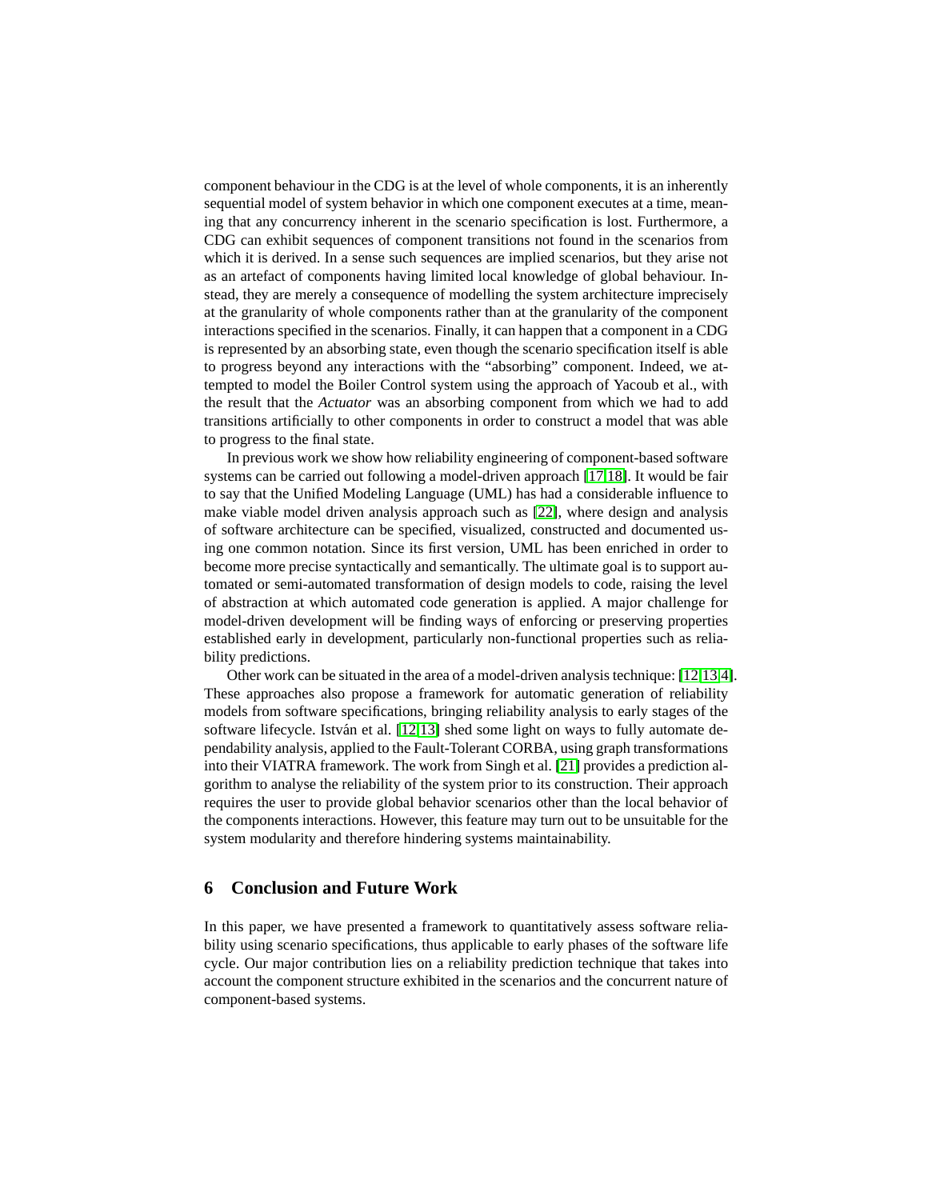component behaviour in the CDG is at the level of whole components, it is an inherently sequential model of system behavior in which one component executes at a time, meaning that any concurrency inherent in the scenario specification is lost. Furthermore, a CDG can exhibit sequences of component transitions not found in the scenarios from which it is derived. In a sense such sequences are implied scenarios, but they arise not as an artefact of components having limited local knowledge of global behaviour. Instead, they are merely a consequence of modelling the system architecture imprecisely at the granularity of whole components rather than at the granularity of the component interactions specified in the scenarios. Finally, it can happen that a component in a CDG is represented by an absorbing state, even though the scenario specification itself is able to progress beyond any interactions with the "absorbing" component. Indeed, we attempted to model the Boiler Control system using the approach of Yacoub et al., with the result that the *Actuator* was an absorbing component from which we had to add transitions artificially to other components in order to construct a model that was able to progress to the final state.

In previous work we show how reliability engineering of component-based software systems can be carried out following a model-driven approach [17,18]. It would be fair to say that the Unified Modeling Language (UML) has had a considerable influence to make viable model driven analysis approach such as [22], where design and analysis of software architecture can be specified, visualized, constructed and documented using one common notation. Since its first version, UML has been enriched in order to become more precise syntactically and semantically. The ultimate goal is to support automated or semi-automated transformation of design models to code, raising the level of abstraction at which automated code generation is applied. A major challenge for model-driven development will be finding ways of enforcing or preserving properties established early in development, particularly non-functional properties such as reliability predictions.

Other work can be situated in the area of a model-driven analysis technique: [12,13,4]. These approaches also propose a framework for automatic generation of reliability models from software specifications, bringing reliability analysis to early stages of the software lifecycle. István et al. [12,13] shed some light on ways to fully automate dependability analysis, applied to the Fault-Tolerant CORBA, using graph transformations into their VIATRA framework. The work from Singh et al. [21] provides a prediction algorithm to analyse the reliability of the system prior to its construction. Their approach requires the user to provide global behavior scenarios other than the local behavior of the components interactions. However, this feature may turn out to be unsuitable for the system modularity and therefore hindering systems maintainability.

## 6 Conclusion and Future Work

In this paper, we have presented a framework to quantitatively assess software reliability using scenario specifications, thus applicable to early phases of the software life cycle. Our major contribution lies on a reliability prediction technique that takes into account the component structure exhibited in the scenarios and the concurrent nature of component-based systems.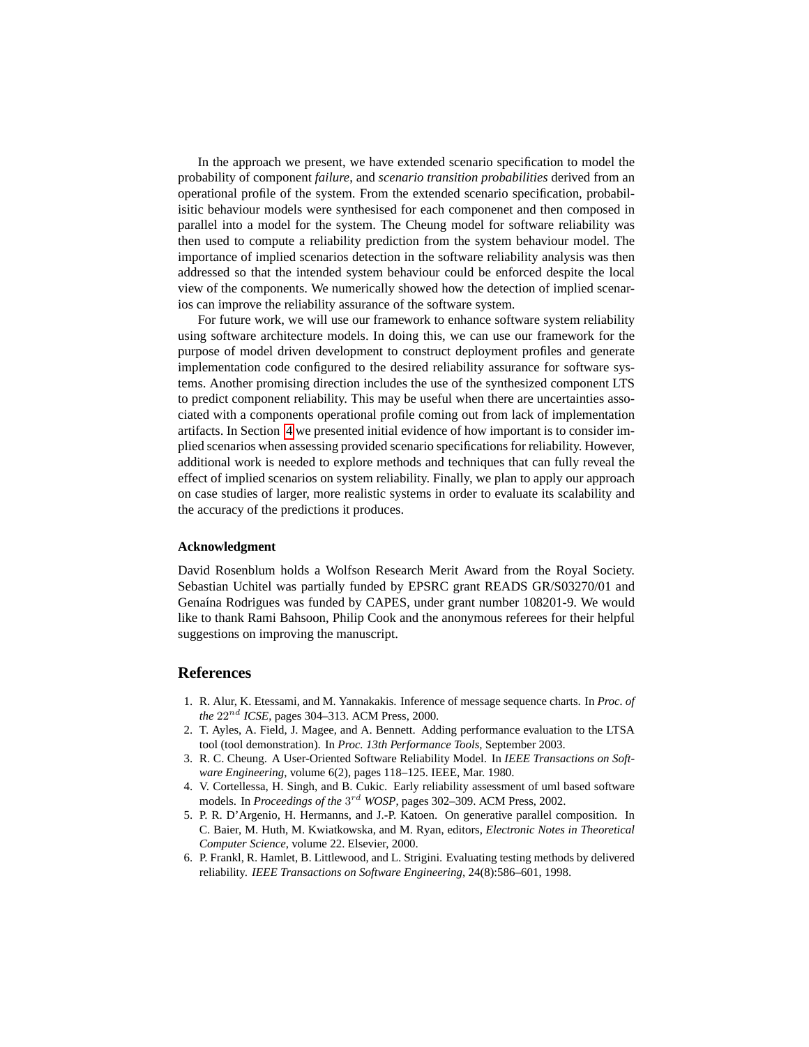In the approach we present, we have extended scenario specification to model the probability of component *failure*, and *scenario transition probabilities* derived from an operational profile of the system. From the extended scenario specification, probabilisitic behaviour models were synthesised for each componenet and then composed in parallel into a model for the system. The Cheung model for software reliability was then used to compute a reliability prediction from the system behaviour model. The importance of implied scenarios detection in the software reliability analysis was then addressed so that the intended system behaviour could be enforced despite the local view of the components. We numerically showed how the detection of implied scenarios can improve the reliability assurance of the software system.

For future work, we will use our framework to enhance software system reliability using software architecture models. In doing this, we can use our framework for the purpose of model driven development to construct deployment profiles and generate implementation code configured to the desired reliability assurance for software systems. Another promising direction includes the use of the synthesized component LTS to predict component reliability. This may be useful when there are uncertainties associated with a components operational profile coming out from lack of implementation artifacts. In Section 4 we presented initial evidence of how important is to consider implied scenarios when assessing provided scenario specifications for reliability. However, additional work is needed to explore methods and techniques that can fully reveal the effect of implied scenarios on system reliability. Finally, we plan to apply our approach on case studies of larger, more realistic systems in order to evaluate its scalability and the accuracy of the predictions it produces.

#### Acknowledgment

David Rosenblum holds a Wolfson Research Merit Award from the Royal Society. Sebastian Uchitel was partially funded by EPSRC grant READS GR/S03270/01 and Genaína Rodrigues was funded by CAPES, under grant number 108201-9. We would like to thank Rami Bahsoon, Philip Cook and the anonymous referees for their helpful suggestions on improving the manuscript.

## References

1. R. Alur, K. Etessami, and M. Yannakakis. Inference of message sequence charts. In *Proc. of the* $22^{nd}$ *ICSE*, pages 304–313. ACM Press, 2000.
2. T. Ayles, A. Field, J. Magee, and A. Bennett. Adding performance evaluation to the LTSA tool (tool demonstration). In *Proc. 13th Performance Tools*, September 2003.
3. R. C. Cheung. A User-Oriented Software Reliability Model. In *IEEE Transactions on Software Engineering*, volume 6(2), pages 118–125. IEEE, Mar. 1980.
4. V. Cortellessa, H. Singh, and B. Cukic. Early reliability assessment of uml based software models. In *Proceedings of the* $3^{rd}$ *WOSP*, pages 302–309. ACM Press, 2002.
5. P. R. D'Argenio, H. Hermanns, and J.-P. Katoen. On generative parallel composition. In C. Baier, M. Huth, M. Kwiatkowska, and M. Ryan, editors, *Electronic Notes in Theoretical Computer Science*, volume 22. Elsevier, 2000.
6. P. Frankl, R. Hamlet, B. Littlewood, and L. Strigini. Evaluating testing methods by delivered reliability. *IEEE Transactions on Software Engineering*, 24(8):586–601, 1998.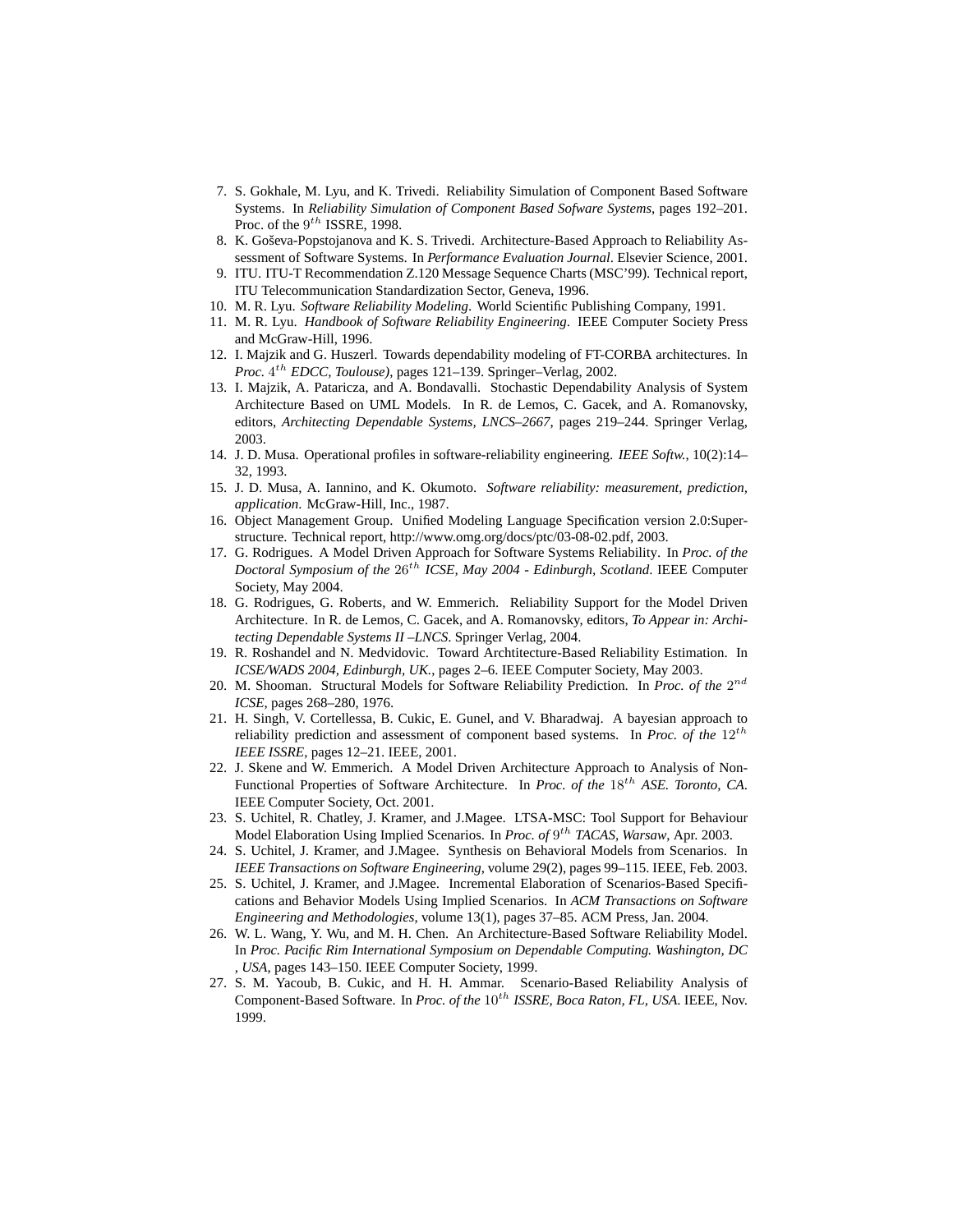7. S. Gokhale, M. Lyu, and K. Trivedi. Reliability Simulation of Component Based Software Systems. In *Reliability Simulation of Component Based Sofware Systems*, pages 192–201. Proc. of the $9^{th}$ ISSRE, 1998.
8. K. Goševa-Popstojanova and K. S. Trivedi. Architecture-Based Approach to Reliability Assessment of Software Systems. In *Performance Evaluation Journal*. Elsevier Science, 2001.
9. ITU. ITU-T Recommendation Z.120 Message Sequence Charts (MSC'99). Technical report, ITU Telecommunication Standardization Sector, Geneva, 1996.
10. M. R. Lyu. *Software Reliability Modeling*. World Scientific Publishing Company, 1991.
11. M. R. Lyu. *Handbook of Software Reliability Engineering*. IEEE Computer Society Press and McGraw-Hill, 1996.
12. I. Majzik and G. Huszerl. Towards dependability modeling of FT-CORBA architectures. In *Proc. $4^{th}$ EDCC, Toulouse)*, pages 121–139. Springer–Verlag, 2002.
13. I. Majzik, A. Pataricza, and A. Bondavalli. Stochastic Dependability Analysis of System Architecture Based on UML Models. In R. de Lemos, C. Gacek, and A. Romanovsky, editors, *Architecting Dependable Systems, LNCS–2667*, pages 219–244. Springer Verlag, 2003.
14. J. D. Musa. Operational profiles in software-reliability engineering. *IEEE Softw.*, 10(2):14–32, 1993.
15. J. D. Musa, A. Iannino, and K. Okumoto. *Software reliability: measurement, prediction, application*. McGraw-Hill, Inc., 1987.
16. Object Management Group. Unified Modeling Language Specification version 2.0:Superstructure. Technical report, http://www.omg.org/docs/ptc/03-08-02.pdf, 2003.
17. G. Rodrigues. A Model Driven Approach for Software Systems Reliability. In *Proc. of the Doctoral Symposium of the $26^{th}$ ICSE, May 2004 - Edinburgh, Scotland*. IEEE Computer Society, May 2004.
18. G. Rodrigues, G. Roberts, and W. Emmerich. Reliability Support for the Model Driven Architecture. In R. de Lemos, C. Gacek, and A. Romanovsky, editors, *To Appear in: Architecting Dependable Systems II –LNCS*. Springer Verlag, 2004.
19. R. Roshandel and N. Medvidovic. Toward Archtitecture-Based Reliability Estimation. In *ICSE/WADS 2004, Edinburgh, UK.*, pages 2–6. IEEE Computer Society, May 2003.
20. M. Shooman. Structural Models for Software Reliability Prediction. In *Proc. of the $2^{nd}$ ICSE*, pages 268–280, 1976.
21. H. Singh, V. Cortellessa, B. Cukic, E. Gunel, and V. Bharadwaj. A bayesian approach to reliability prediction and assessment of component based systems. In *Proc. of the $12^{th}$ IEEE ISSRE*, pages 12–21. IEEE, 2001.
22. J. Skene and W. Emmerich. A Model Driven Architecture Approach to Analysis of Non-Functional Properties of Software Architecture. In *Proc. of the $18^{th}$ ASE. Toronto, CA*. IEEE Computer Society, Oct. 2001.
23. S. Uchitel, R. Chatley, J. Kramer, and J.Magee. LTSA-MSC: Tool Support for Behaviour Model Elaboration Using Implied Scenarios. In *Proc. of $9^{th}$ TACAS, Warsaw*, Apr. 2003.
24. S. Uchitel, J. Kramer, and J.Magee. Synthesis on Behavioral Models from Scenarios. In *IEEE Transactions on Software Engineering*, volume 29(2), pages 99–115. IEEE, Feb. 2003.
25. S. Uchitel, J. Kramer, and J.Magee. Incremental Elaboration of Scenarios-Based Specifications and Behavior Models Using Implied Scenarios. In *ACM Transactions on Software Engineering and Methodologies*, volume 13(1), pages 37–85. ACM Press, Jan. 2004.
26. W. L. Wang, Y. Wu, and M. H. Chen. An Architecture-Based Software Reliability Model. In *Proc. Pacific Rim International Symposium on Dependable Computing. Washington, DC , USA*, pages 143–150. IEEE Computer Society, 1999.
27. S. M. Yacoub, B. Cukic, and H. H. Ammar. Scenario-Based Reliability Analysis of Component-Based Software. In *Proc. of the $10^{th}$ ISSRE, Boca Raton, FL, USA*. IEEE, Nov. 1999.